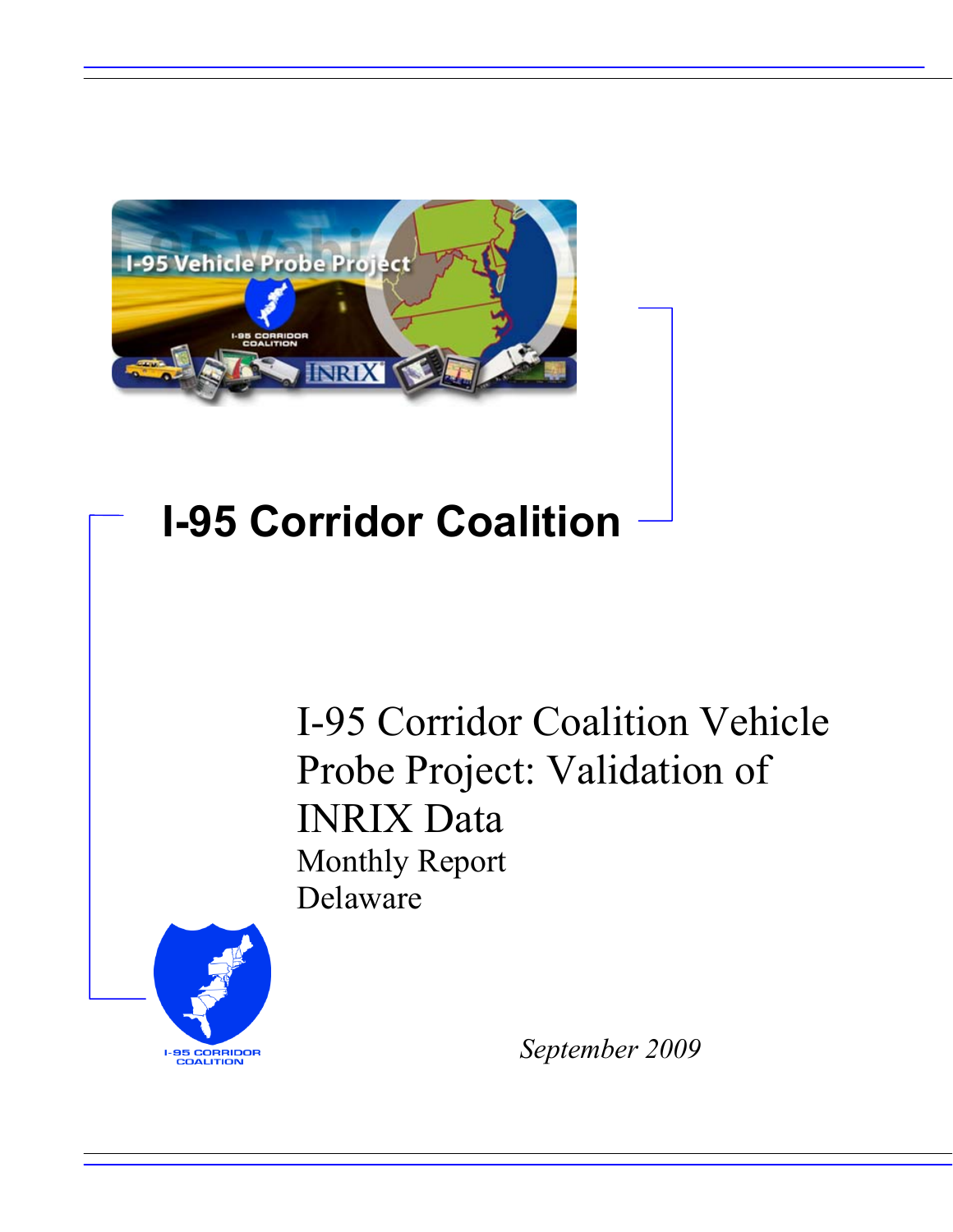# I-95 Corridor Coalition

## I-95 Corridor Coalition Vehicle Probe Project: Validation of INRIX Data

Monthly Report

Delaware

*September 2009*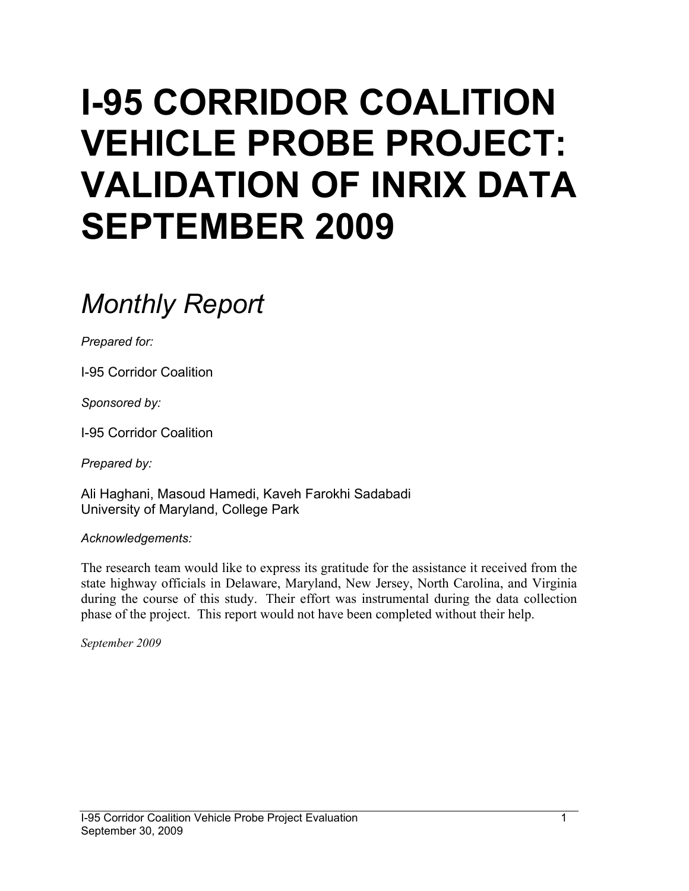# I-95 CORRIDOR COALITION VEHICLE PROBE PROJECT: VALIDATION OF INRIX DATA SEPTEMBER 2009

## *Monthly Report*

*Prepared for:*

I-95 Corridor Coalition

*Sponsored by:*

I-95 Corridor Coalition

*Prepared by:*

Ali Haghani, Masoud Hamedi, Kaveh Farokhi Sadabadi
University of Maryland, College Park

*Acknowledgements:*

The research team would like to express its gratitude for the assistance it received from the state highway officials in Delaware, Maryland, New Jersey, North Carolina, and Virginia during the course of this study. Their effort was instrumental during the data collection phase of the project. This report would not have been completed without their help.

*September 2009*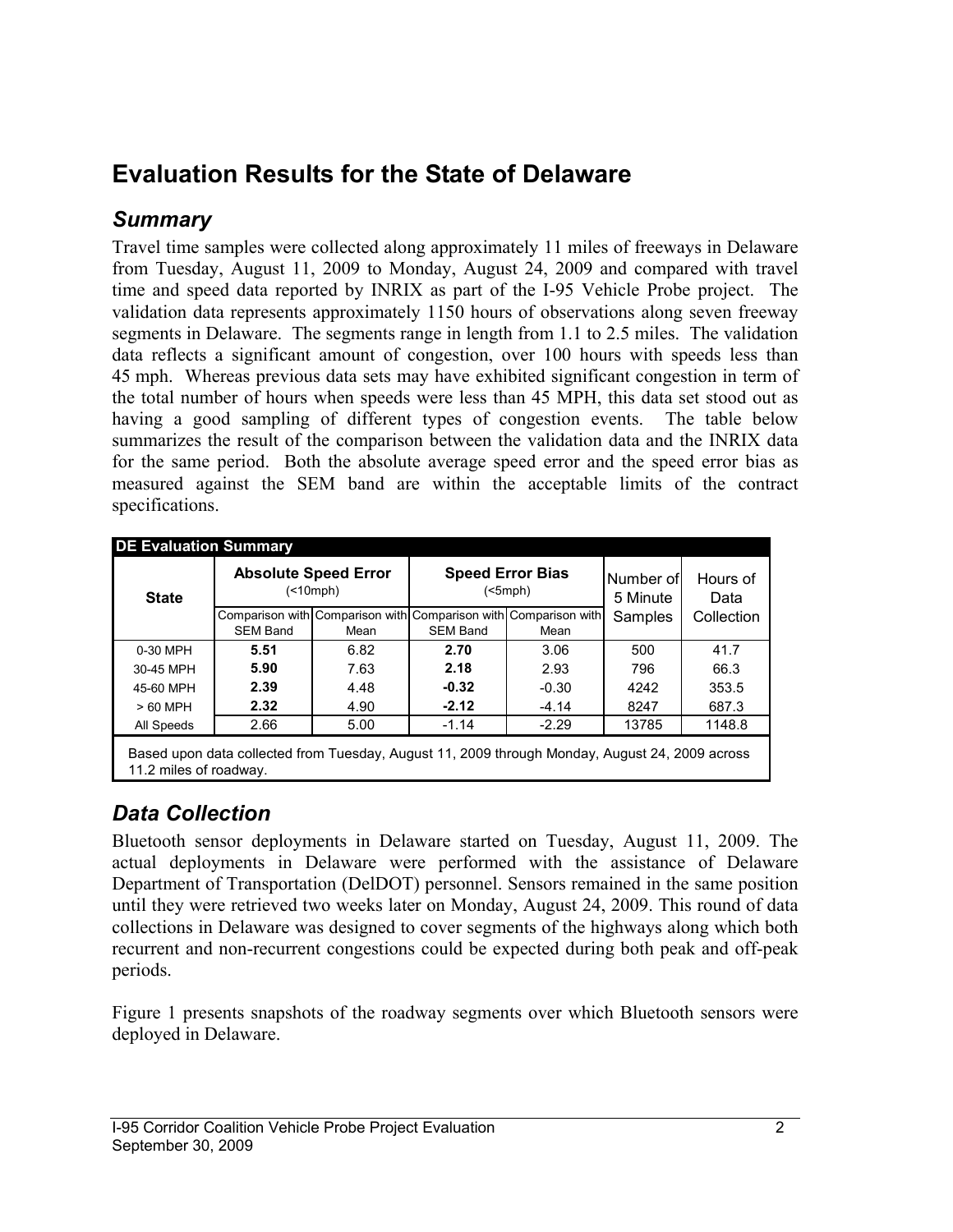# Evaluation Results for the State of Delaware

## *Summary*

Travel time samples were collected along approximately 11 miles of freeways in Delaware from Tuesday, August 11, 2009 to Monday, August 24, 2009 and compared with travel time and speed data reported by INRIX as part of the I-95 Vehicle Probe project. The validation data represents approximately 1150 hours of observations along seven freeway segments in Delaware. The segments range in length from 1.1 to 2.5 miles. The validation data reflects a significant amount of congestion, over 100 hours with speeds less than 45 mph. Whereas previous data sets may have exhibited significant congestion in term of the total number of hours when speeds were less than 45 MPH, this data set stood out as having a good sampling of different types of congestion events. The table below summarizes the result of the comparison between the validation data and the INRIX data for the same period. Both the absolute average speed error and the speed error bias as measured against the SEM band are within the acceptable limits of the contract specifications.

**DE Evaluation Summary**

| State | Absolute Speed Error (<10mph) | | Speed Error Bias (<5mph) | | Number of 5 Minute Samples | Hours of Data Collection |
|---|---|---|---|---|---|---|
| | Comparison with SEM Band | Comparison with Mean | Comparison with SEM Band | Comparison with Mean | | |
| 0-30 MPH | **5.51** | 6.82 | **2.70** | 3.06 | 500 | 41.7 |
| 30-45 MPH | **5.90** | 7.63 | **2.18** | 2.93 | 796 | 66.3 |
| 45-60 MPH | **2.39** | 4.48 | **-0.32** | -0.30 | 4242 | 353.5 |
| > 60 MPH | **2.32** | 4.90 | **-2.12** | -4.14 | 8247 | 687.3 |
| All Speeds | 2.66 | 5.00 | -1.14 | -2.29 | 13785 | 1148.8 |

Based upon data collected from Tuesday, August 11, 2009 through Monday, August 24, 2009 across 11.2 miles of roadway.

## *Data Collection*

Bluetooth sensor deployments in Delaware started on Tuesday, August 11, 2009. The actual deployments in Delaware were performed with the assistance of Delaware Department of Transportation (DelDOT) personnel. Sensors remained in the same position until they were retrieved two weeks later on Monday, August 24, 2009. This round of data collections in Delaware was designed to cover segments of the highways along which both recurrent and non-recurrent congestions could be expected during both peak and off-peak periods.

Figure 1 presents snapshots of the roadway segments over which Bluetooth sensors were deployed in Delaware.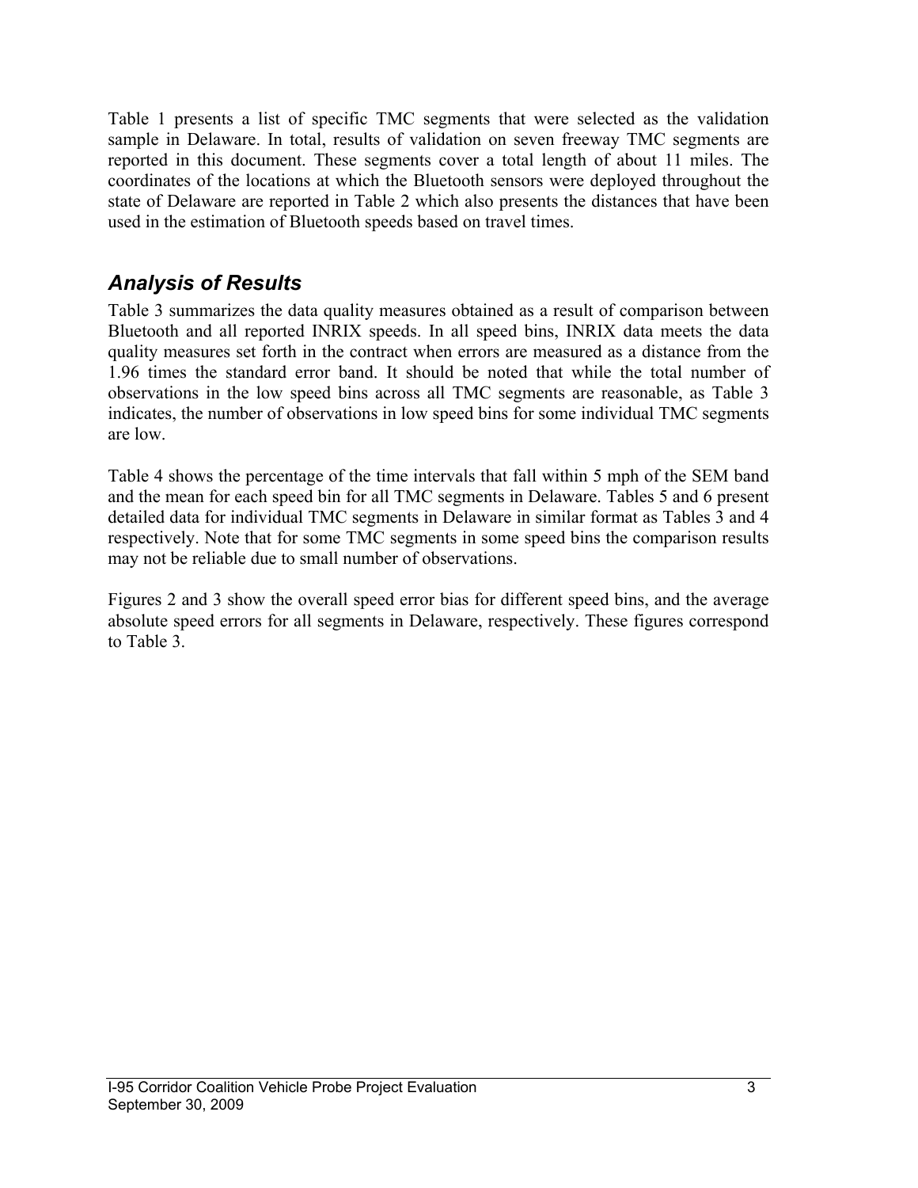Table 1 presents a list of specific TMC segments that were selected as the validation sample in Delaware. In total, results of validation on seven freeway TMC segments are reported in this document. These segments cover a total length of about 11 miles. The coordinates of the locations at which the Bluetooth sensors were deployed throughout the state of Delaware are reported in Table 2 which also presents the distances that have been used in the estimation of Bluetooth speeds based on travel times.

## *Analysis of Results*

Table 3 summarizes the data quality measures obtained as a result of comparison between Bluetooth and all reported INRIX speeds. In all speed bins, INRIX data meets the data quality measures set forth in the contract when errors are measured as a distance from the 1.96 times the standard error band. It should be noted that while the total number of observations in the low speed bins across all TMC segments are reasonable, as Table 3 indicates, the number of observations in low speed bins for some individual TMC segments are low.

Table 4 shows the percentage of the time intervals that fall within 5 mph of the SEM band and the mean for each speed bin for all TMC segments in Delaware. Tables 5 and 6 present detailed data for individual TMC segments in Delaware in similar format as Tables 3 and 4 respectively. Note that for some TMC segments in some speed bins the comparison results may not be reliable due to small number of observations.

Figures 2 and 3 show the overall speed error bias for different speed bins, and the average absolute speed errors for all segments in Delaware, respectively. These figures correspond to Table 3.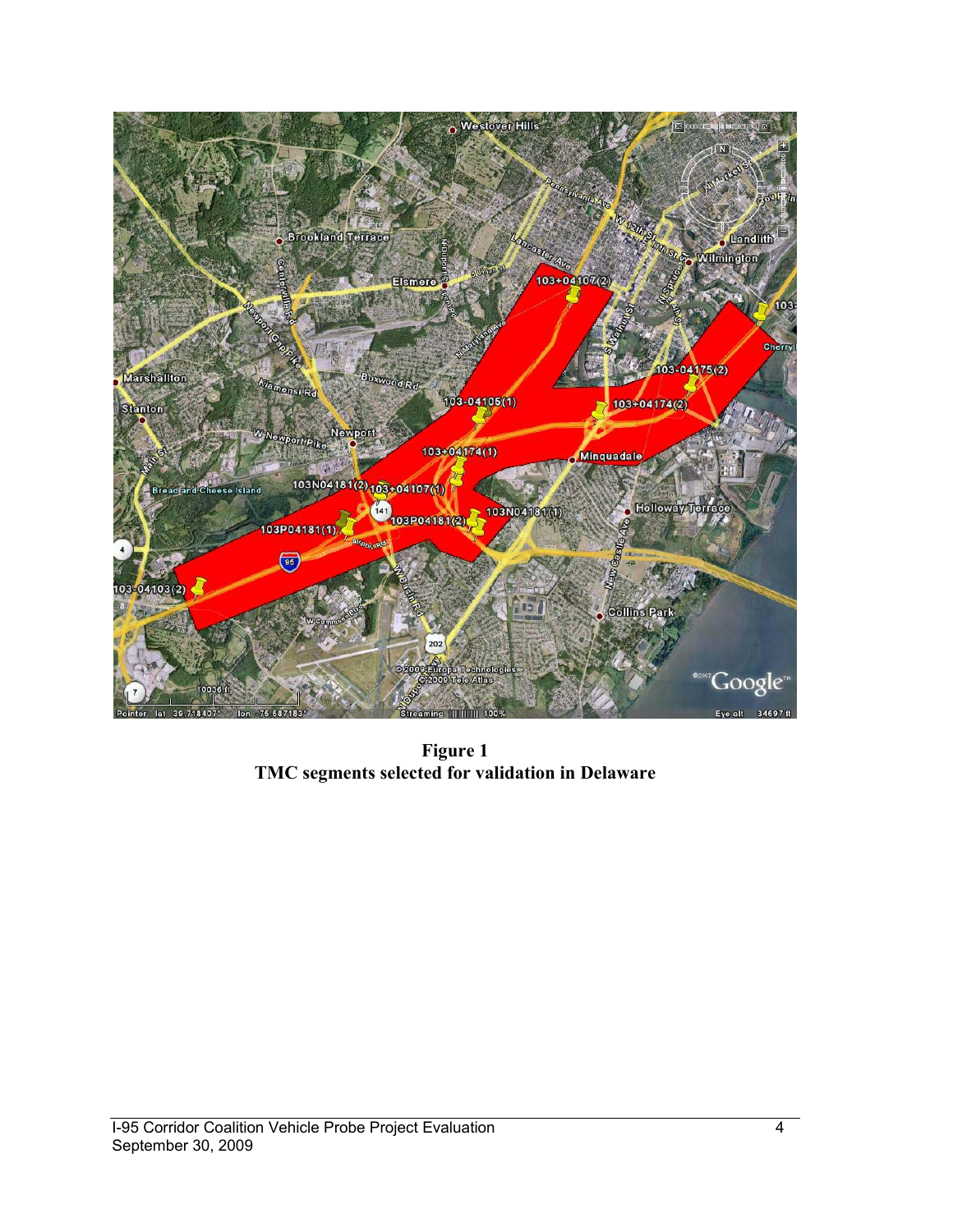**Figure 1**
**TMC segments selected for validation in Delaware**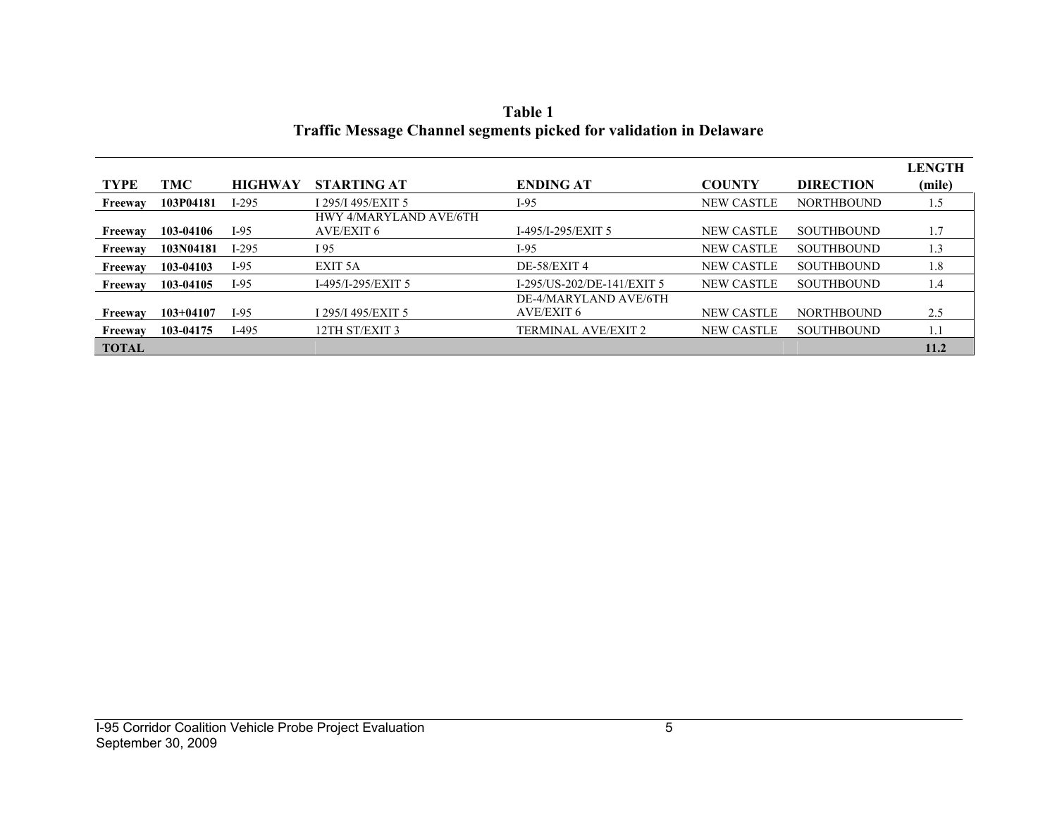**Table 1**
**Traffic Message Channel segments picked for validation in Delaware**

| TYPE | TMC | HIGHWAY | STARTING AT | ENDING AT | COUNTY | DIRECTION | LENGTH (mile) |
|---|---|---|---|---|---|---|---|
| **Freeway** | **103P04181** | I-295 | I 295/I 495/EXIT 5 | I-95 | NEW CASTLE | NORTHBOUND | 1.5 |
| **Freeway** | **103-04106** | I-95 | HWY 4/MARYLAND AVE/6TH AVE/EXIT 6 | I-495/I-295/EXIT 5 | NEW CASTLE | SOUTHBOUND | 1.7 |
| **Freeway** | **103N04181** | I-295 | I 95 | I-95 | NEW CASTLE | SOUTHBOUND | 1.3 |
| **Freeway** | **103-04103** | I-95 | EXIT 5A | DE-58/EXIT 4 | NEW CASTLE | SOUTHBOUND | 1.8 |
| **Freeway** | **103-04105** | I-95 | I-495/I-295/EXIT 5 | I-295/US-202/DE-141/EXIT 5 | NEW CASTLE | SOUTHBOUND | 1.4 |
| **Freeway** | **103+04107** | I-95 | I 295/I 495/EXIT 5 | DE-4/MARYLAND AVE/6TH AVE/EXIT 6 | NEW CASTLE | NORTHBOUND | 2.5 |
| **Freeway** | **103-04175** | I-495 | 12TH ST/EXIT 3 | TERMINAL AVE/EXIT 2 | NEW CASTLE | SOUTHBOUND | 1.1 |
| **TOTAL** | | | | | | | **11.2** |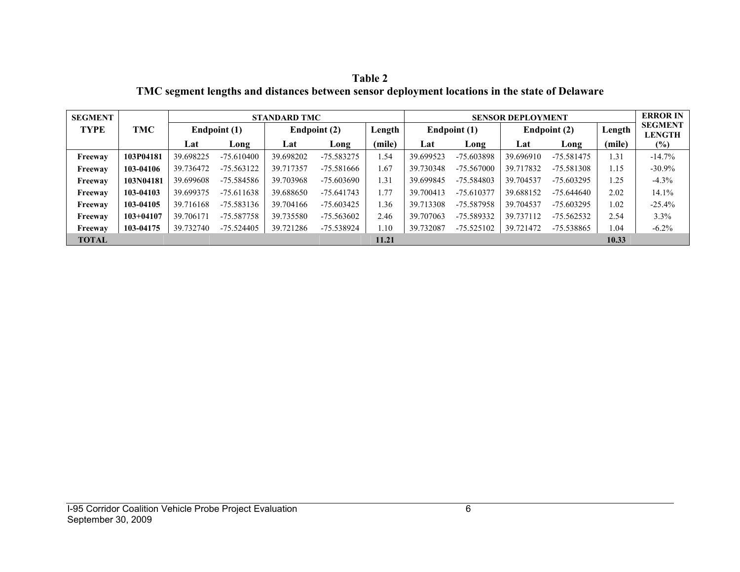**Table 2**
**TMC segment lengths and distances between sensor deployment locations in the state of Delaware**

| SEGMENT TYPE | TMC | STANDARD TMC | | | | | SENSOR DEPLOYMENT | | | | | ERROR IN SEGMENT LENGTH |
|---|---|---|---|---|---|---|---|---|---|---|---|---|
| | | Endpoint (1) | | Endpoint (2) | | Length | Endpoint (1) | | Endpoint (2) | | Length | |
| | | Lat | Long | Lat | Long | (mile) | Lat | Long | Lat | Long | (mile) | (%) |
| **Freeway** | **103P04181** | 39.698225 | -75.610400 | 39.698202 | -75.583275 | 1.54 | 39.699523 | -75.603898 | 39.696910 | -75.581475 | 1.31 | -14.7% |
| **Freeway** | **103-04106** | 39.736472 | -75.563122 | 39.717357 | -75.581666 | 1.67 | 39.730348 | -75.567000 | 39.717832 | -75.581308 | 1.15 | -30.9% |
| **Freeway** | **103N04181** | 39.699608 | -75.584586 | 39.703968 | -75.603690 | 1.31 | 39.699845 | -75.584803 | 39.704537 | -75.603295 | 1.25 | -4.3% |
| **Freeway** | **103-04103** | 39.699375 | -75.611638 | 39.688650 | -75.641743 | 1.77 | 39.700413 | -75.610377 | 39.688152 | -75.644640 | 2.02 | 14.1% |
| **Freeway** | **103-04105** | 39.716168 | -75.583136 | 39.704166 | -75.603425 | 1.36 | 39.713308 | -75.587958 | 39.704537 | -75.603295 | 1.02 | -25.4% |
| **Freeway** | **103+04107** | 39.706171 | -75.587758 | 39.735580 | -75.563602 | 2.46 | 39.707063 | -75.589332 | 39.737112 | -75.562532 | 2.54 | 3.3% |
| **Freeway** | **103-04175** | 39.732740 | -75.524405 | 39.721286 | -75.538924 | 1.10 | 39.732087 | -75.525102 | 39.721472 | -75.538865 | 1.04 | -6.2% |
| **TOTAL** | | | | | | **11.21** | | | | | **10.33** | |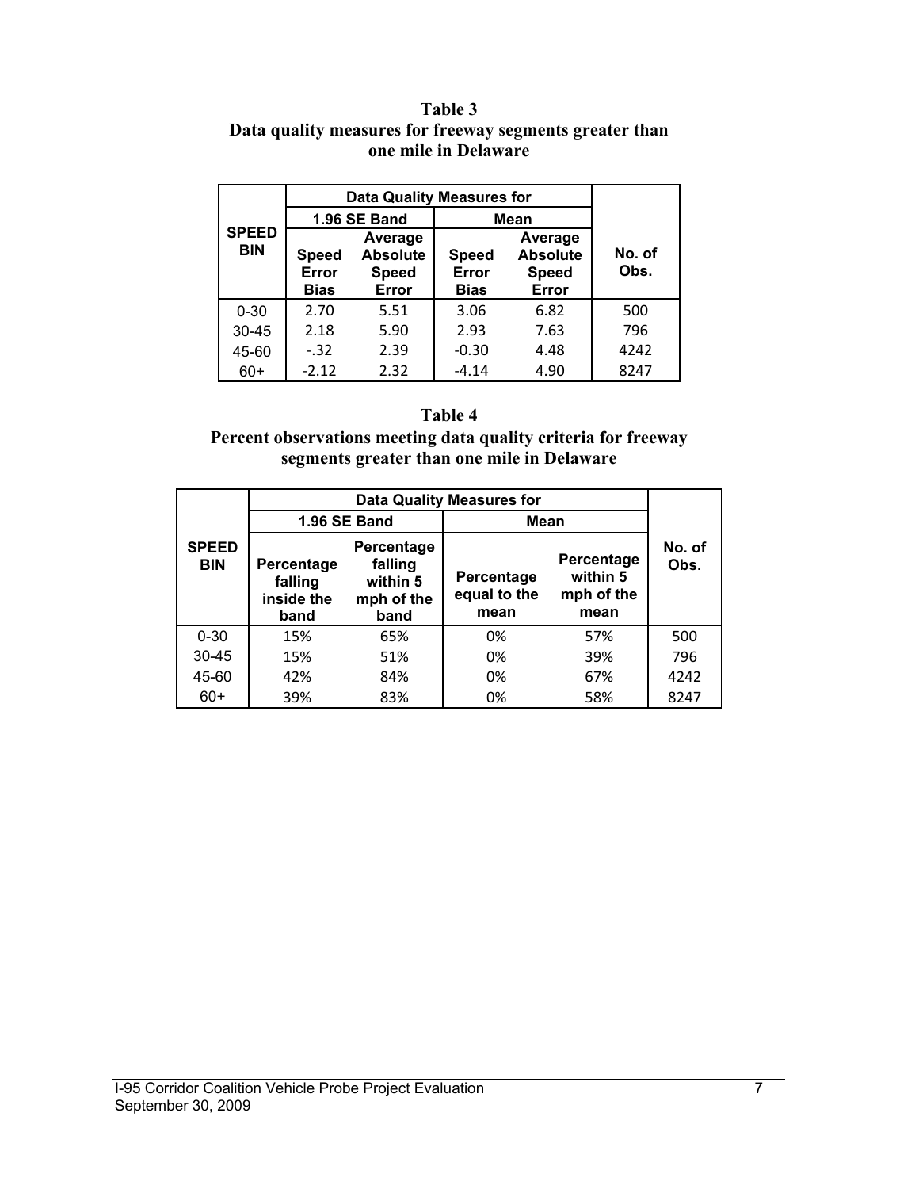**Table 3**
**Data quality measures for freeway segments greater than one mile in Delaware**

| SPEED BIN | Data Quality Measures for | | | | No. of Obs. |
|---|---|---|---|---|---|
| | 1.96 SE Band | | Mean | | |
| | Speed Error Bias | Average Absolute Speed Error | Speed Error Bias | Average Absolute Speed Error | |
| 0-30 | 2.70 | 5.51 | 3.06 | 6.82 | 500 |
| 30-45 | 2.18 | 5.90 | 2.93 | 7.63 | 796 |
| 45-60 | -.32 | 2.39 | -0.30 | 4.48 | 4242 |
| 60+ | -2.12 | 2.32 | -4.14 | 4.90 | 8247 |

**Table 4**
**Percent observations meeting data quality criteria for freeway segments greater than one mile in Delaware**

| SPEED BIN | Data Quality Measures for | | | | No. of Obs. |
|---|---|---|---|---|---|
| | 1.96 SE Band | | Mean | | |
| | Percentage falling inside the band | Percentage falling within 5 mph of the band | Percentage equal to the mean | Percentage within 5 mph of the mean | |
| 0-30 | 15% | 65% | 0% | 57% | 500 |
| 30-45 | 15% | 51% | 0% | 39% | 796 |
| 45-60 | 42% | 84% | 0% | 67% | 4242 |
| 60+ | 39% | 83% | 0% | 58% | 8247 |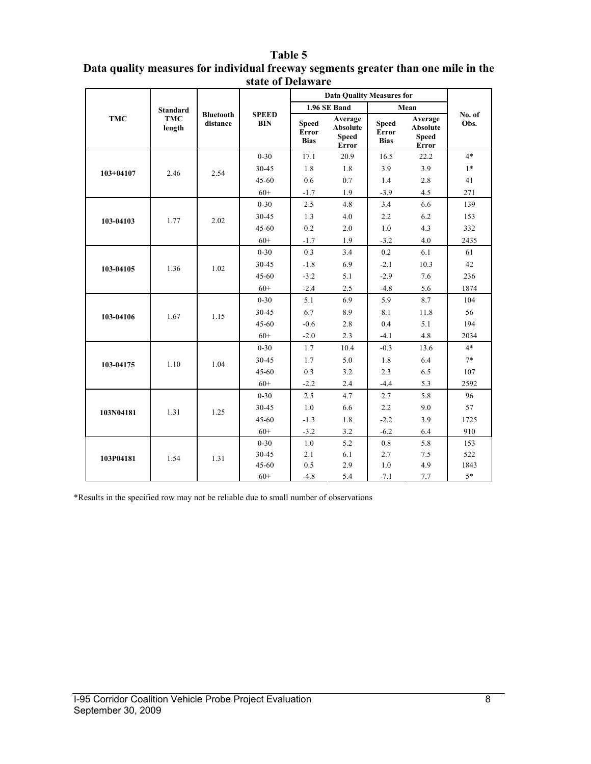**Table 5**

**Data quality measures for individual freeway segments greater than one mile in the state of Delaware**

| TMC | Standard TMC length | Bluetooth distance | SPEED BIN | Data Quality Measures for 1.96 SE Band | | Data Quality Measures for Mean | | No. of Obs. |
|---|---|---|---|---|---|---|---|---|
| | | | | Speed Error Bias | Average Absolute Speed Error | Speed Error Bias | Average Absolute Speed Error | |
| 103+04107 | 2.46 | 2.54 | 0-30 | 17.1 | 20.9 | 16.5 | 22.2 | 4* |
| | | | 30-45 | 1.8 | 1.8 | 3.9 | 3.9 | 1* |
| | | | 45-60 | 0.6 | 0.7 | 1.4 | 2.8 | 41 |
| | | | 60+ | -1.7 | 1.9 | -3.9 | 4.5 | 271 |
| 103-04103 | 1.77 | 2.02 | 0-30 | 2.5 | 4.8 | 3.4 | 6.6 | 139 |
| | | | 30-45 | 1.3 | 4.0 | 2.2 | 6.2 | 153 |
| | | | 45-60 | 0.2 | 2.0 | 1.0 | 4.3 | 332 |
| | | | 60+ | -1.7 | 1.9 | -3.2 | 4.0 | 2435 |
| 103-04105 | 1.36 | 1.02 | 0-30 | 0.3 | 3.4 | 0.2 | 6.1 | 61 |
| | | | 30-45 | -1.8 | 6.9 | -2.1 | 10.3 | 42 |
| | | | 45-60 | -3.2 | 5.1 | -2.9 | 7.6 | 236 |
| | | | 60+ | -2.4 | 2.5 | -4.8 | 5.6 | 1874 |
| 103-04106 | 1.67 | 1.15 | 0-30 | 5.1 | 6.9 | 5.9 | 8.7 | 104 |
| | | | 30-45 | 6.7 | 8.9 | 8.1 | 11.8 | 56 |
| | | | 45-60 | -0.6 | 2.8 | 0.4 | 5.1 | 194 |
| | | | 60+ | -2.0 | 2.3 | -4.1 | 4.8 | 2034 |
| 103-04175 | 1.10 | 1.04 | 0-30 | 1.7 | 10.4 | -0.3 | 13.6 | 4* |
| | | | 30-45 | 1.7 | 5.0 | 1.8 | 6.4 | 7* |
| | | | 45-60 | 0.3 | 3.2 | 2.3 | 6.5 | 107 |
| | | | 60+ | -2.2 | 2.4 | -4.4 | 5.3 | 2592 |
| 103N04181 | 1.31 | 1.25 | 0-30 | 2.5 | 4.7 | 2.7 | 5.8 | 96 |
| | | | 30-45 | 1.0 | 6.6 | 2.2 | 9.0 | 57 |
| | | | 45-60 | -1.3 | 1.8 | -2.2 | 3.9 | 1725 |
| | | | 60+ | -3.2 | 3.2 | -6.2 | 6.4 | 910 |
| 103P04181 | 1.54 | 1.31 | 0-30 | 1.0 | 5.2 | 0.8 | 5.8 | 153 |
| | | | 30-45 | 2.1 | 6.1 | 2.7 | 7.5 | 522 |
| | | | 45-60 | 0.5 | 2.9 | 1.0 | 4.9 | 1843 |
| | | | 60+ | -4.8 | 5.4 | -7.1 | 7.7 | 5* |

*Results in the specified row may not be reliable due to small number of observations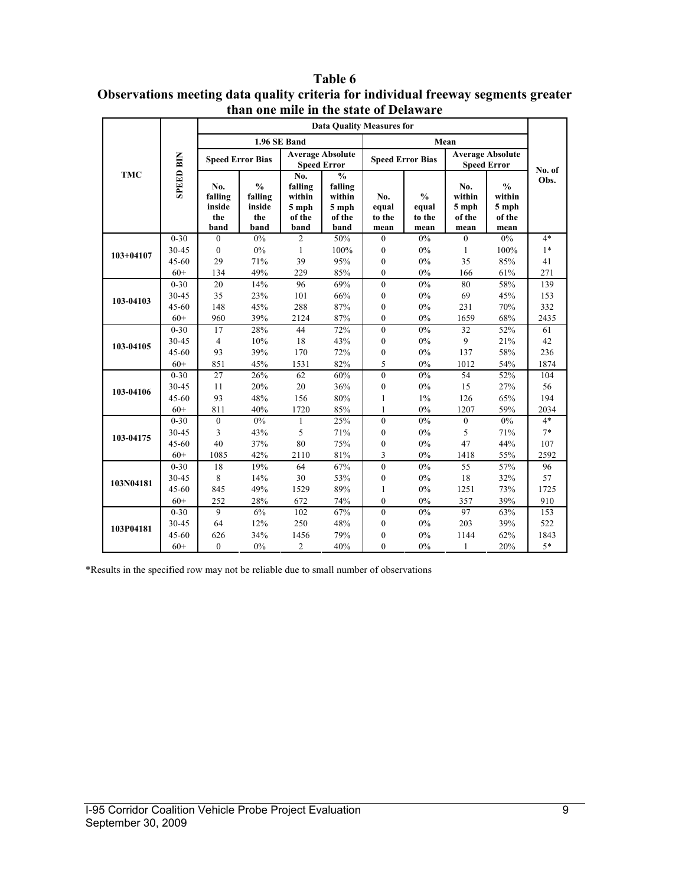# Table 6

## Observations meeting data quality criteria for individual freeway segments greater than one mile in the state of Delaware

| TMC | SPEED BIN | Data Quality Measures for | | | | | | | | No. of Obs. |
|---|---|---|---|---|---|---|---|---|---|---|
| | | 1.96 SE Band | | | | Mean | | | | |
| | | Speed Error Bias | | Average Absolute Speed Error | | Speed Error Bias | | Average Absolute Speed Error | | |
| | | No. falling inside the band | % falling inside the band | No. falling within 5 mph of the band | % falling within 5 mph of the band | No. equal to the mean | % equal to the mean | No. within 5 mph of the mean | % within 5 mph of the mean | |
| 103+04107 | 0-30 | 0 | 0% | 2 | 50% | 0 | 0% | 0 | 0% | 4* |
| | 30-45 | 0 | 0% | 1 | 100% | 0 | 0% | 1 | 100% | 1* |
| | 45-60 | 29 | 71% | 39 | 95% | 0 | 0% | 35 | 85% | 41 |
| | 60+ | 134 | 49% | 229 | 85% | 0 | 0% | 166 | 61% | 271 |
| 103-04103 | 0-30 | 20 | 14% | 96 | 69% | 0 | 0% | 80 | 58% | 139 |
| | 30-45 | 35 | 23% | 101 | 66% | 0 | 0% | 69 | 45% | 153 |
| | 45-60 | 148 | 45% | 288 | 87% | 0 | 0% | 231 | 70% | 332 |
| | 60+ | 960 | 39% | 2124 | 87% | 0 | 0% | 1659 | 68% | 2435 |
| 103-04105 | 0-30 | 17 | 28% | 44 | 72% | 0 | 0% | 32 | 52% | 61 |
| | 30-45 | 4 | 10% | 18 | 43% | 0 | 0% | 9 | 21% | 42 |
| | 45-60 | 93 | 39% | 170 | 72% | 0 | 0% | 137 | 58% | 236 |
| | 60+ | 851 | 45% | 1531 | 82% | 5 | 0% | 1012 | 54% | 1874 |
| 103-04106 | 0-30 | 27 | 26% | 62 | 60% | 0 | 0% | 54 | 52% | 104 |
| | 30-45 | 11 | 20% | 20 | 36% | 0 | 0% | 15 | 27% | 56 |
| | 45-60 | 93 | 48% | 156 | 80% | 1 | 1% | 126 | 65% | 194 |
| | 60+ | 811 | 40% | 1720 | 85% | 1 | 0% | 1207 | 59% | 2034 |
| 103-04175 | 0-30 | 0 | 0% | 1 | 25% | 0 | 0% | 0 | 0% | 4* |
| | 30-45 | 3 | 43% | 5 | 71% | 0 | 0% | 5 | 71% | 7* |
| | 45-60 | 40 | 37% | 80 | 75% | 0 | 0% | 47 | 44% | 107 |
| | 60+ | 1085 | 42% | 2110 | 81% | 3 | 0% | 1418 | 55% | 2592 |
| 103N04181 | 0-30 | 18 | 19% | 64 | 67% | 0 | 0% | 55 | 57% | 96 |
| | 30-45 | 8 | 14% | 30 | 53% | 0 | 0% | 18 | 32% | 57 |
| | 45-60 | 845 | 49% | 1529 | 89% | 1 | 0% | 1251 | 73% | 1725 |
| | 60+ | 252 | 28% | 672 | 74% | 0 | 0% | 357 | 39% | 910 |
| 103P04181 | 0-30 | 9 | 6% | 102 | 67% | 0 | 0% | 97 | 63% | 153 |
| | 30-45 | 64 | 12% | 250 | 48% | 0 | 0% | 203 | 39% | 522 |
| | 45-60 | 626 | 34% | 1456 | 79% | 0 | 0% | 1144 | 62% | 1843 |
| | 60+ | 0 | 0% | 2 | 40% | 0 | 0% | 1 | 20% | 5* |

*Results in the specified row may not be reliable due to small number of observations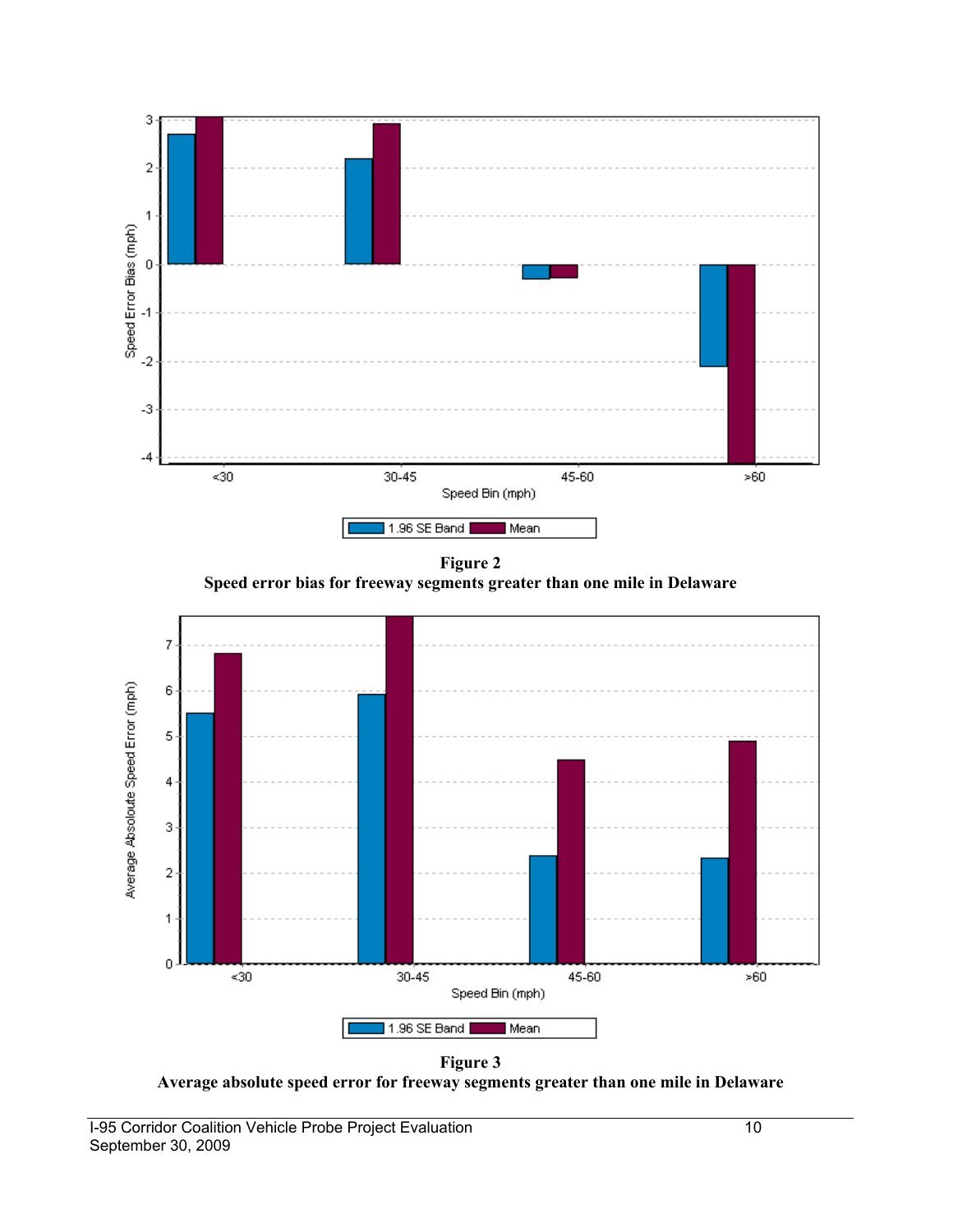3
2
1
0
-1
-2
-3
-4

Speed Error Bias (mph)

<30
30-45
45-60
>60

Speed Bin (mph)

1.96 SE Band
Mean

**Figure 2**
**Speed error bias for freeway segments greater than one mile in Delaware**

7
6
5
4
3
2
1
0

Average Absoloute Speed Error (mph)

<30
30-45
45-60
>60

Speed Bin (mph)

1.96 SE Band
Mean

**Figure 3**
**Average absolute speed error for freeway segments greater than one mile in Delaware**